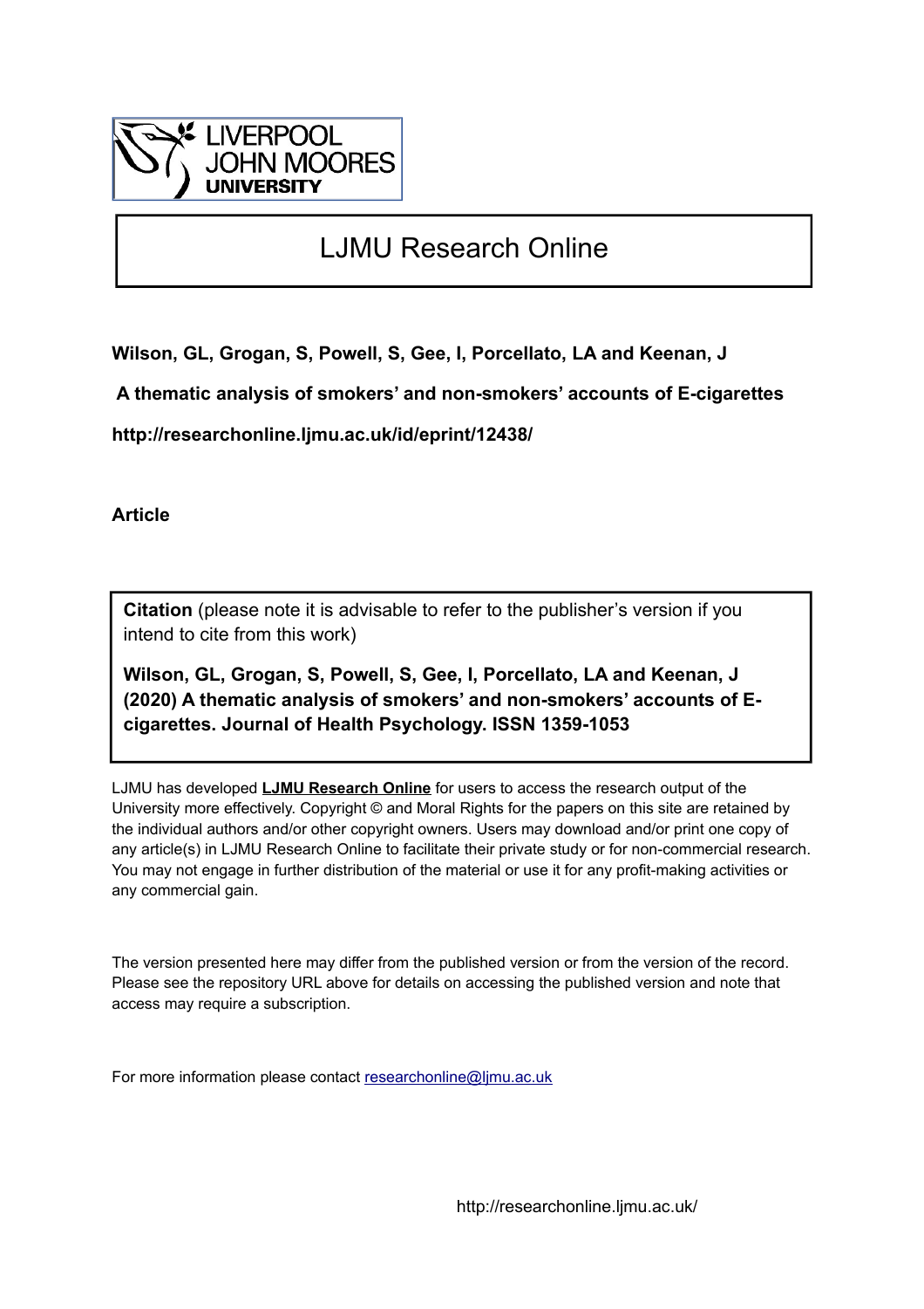LIVERPOOL JOHN MOORES UNIVERSITY

# LJMU Research Online

**Wilson, GL, Grogan, S, Powell, S, Gee, I, Porcellato, LA and Keenan, J**

**A thematic analysis of smokers' and non-smokers' accounts of E-cigarettes**

**http://researchonline.ljmu.ac.uk/id/eprint/12438/**

**Article**

**Citation** (please note it is advisable to refer to the publisher's version if you intend to cite from this work)

**Wilson, GL, Grogan, S, Powell, S, Gee, I, Porcellato, LA and Keenan, J (2020) A thematic analysis of smokers' and non-smokers' accounts of E-cigarettes. Journal of Health Psychology. ISSN 1359-1053**

LJMU has developed **LJMU Research Online** for users to access the research output of the University more effectively. Copyright © and Moral Rights for the papers on this site are retained by the individual authors and/or other copyright owners. Users may download and/or print one copy of any article(s) in LJMU Research Online to facilitate their private study or for non-commercial research. You may not engage in further distribution of the material or use it for any profit-making activities or any commercial gain.

The version presented here may differ from the published version or from the version of the record. Please see the repository URL above for details on accessing the published version and note that access may require a subscription.

For more information please contact researchonline@ljmu.ac.uk

http://researchonline.ljmu.ac.uk/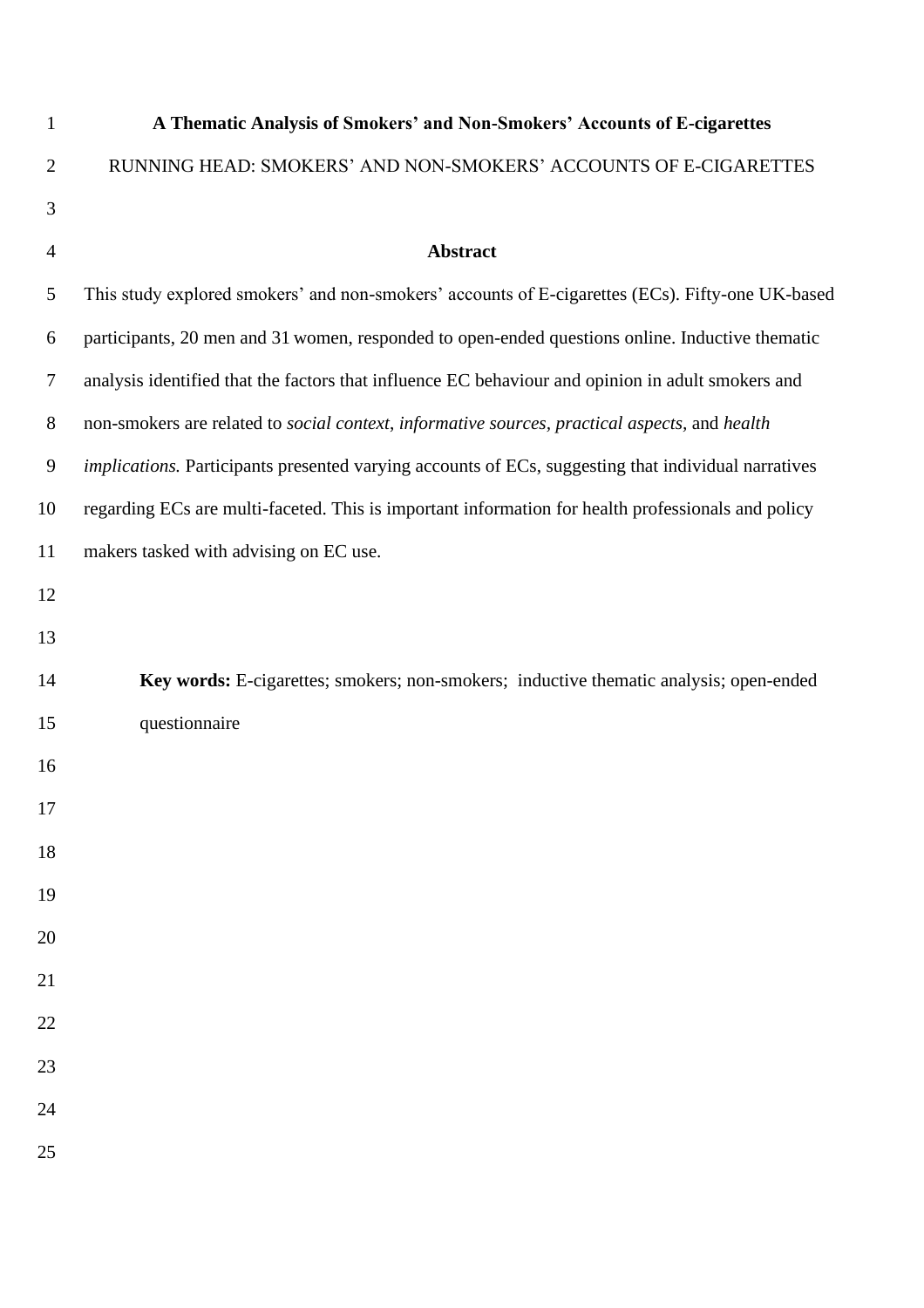**A Thematic Analysis of Smokers' and Non-Smokers' Accounts of E-cigarettes**

RUNNING HEAD: SMOKERS' AND NON-SMOKERS' ACCOUNTS OF E-CIGARETTES

## Abstract

This study explored smokers' and non-smokers' accounts of E-cigarettes (ECs). Fifty-one UK-based participants, 20 men and 31 women, responded to open-ended questions online. Inductive thematic analysis identified that the factors that influence EC behaviour and opinion in adult smokers and non-smokers are related to *social context*, *informative sources*, *practical aspects*, and *health implications.* Participants presented varying accounts of ECs, suggesting that individual narratives regarding ECs are multi-faceted. This is important information for health professionals and policy makers tasked with advising on EC use.

**Key words:** E-cigarettes; smokers; non-smokers; inductive thematic analysis; open-ended questionnaire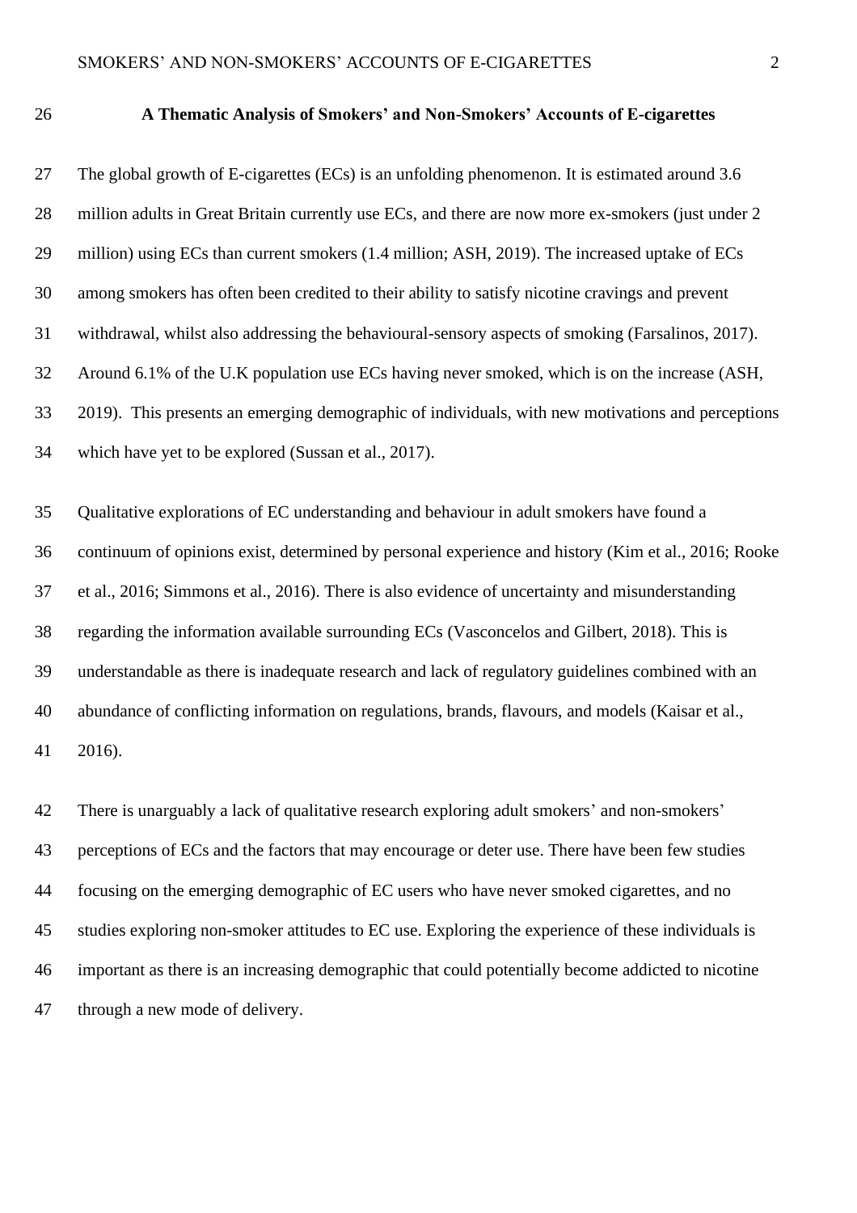## A Thematic Analysis of Smokers' and Non-Smokers' Accounts of E-cigarettes

The global growth of E-cigarettes (ECs) is an unfolding phenomenon. It is estimated around 3.6 million adults in Great Britain currently use ECs, and there are now more ex-smokers (just under 2 million) using ECs than current smokers (1.4 million; ASH, 2019). The increased uptake of ECs among smokers has often been credited to their ability to satisfy nicotine cravings and prevent withdrawal, whilst also addressing the behavioural-sensory aspects of smoking (Farsalinos, 2017). Around 6.1% of the U.K population use ECs having never smoked, which is on the increase (ASH, 2019). This presents an emerging demographic of individuals, with new motivations and perceptions which have yet to be explored (Sussan et al., 2017).

Qualitative explorations of EC understanding and behaviour in adult smokers have found a continuum of opinions exist, determined by personal experience and history (Kim et al., 2016; Rooke et al., 2016; Simmons et al., 2016). There is also evidence of uncertainty and misunderstanding regarding the information available surrounding ECs (Vasconcelos and Gilbert, 2018). This is understandable as there is inadequate research and lack of regulatory guidelines combined with an abundance of conflicting information on regulations, brands, flavours, and models (Kaisar et al., 2016).

There is unarguably a lack of qualitative research exploring adult smokers' and non-smokers' perceptions of ECs and the factors that may encourage or deter use. There have been few studies focusing on the emerging demographic of EC users who have never smoked cigarettes, and no studies exploring non-smoker attitudes to EC use. Exploring the experience of these individuals is important as there is an increasing demographic that could potentially become addicted to nicotine through a new mode of delivery.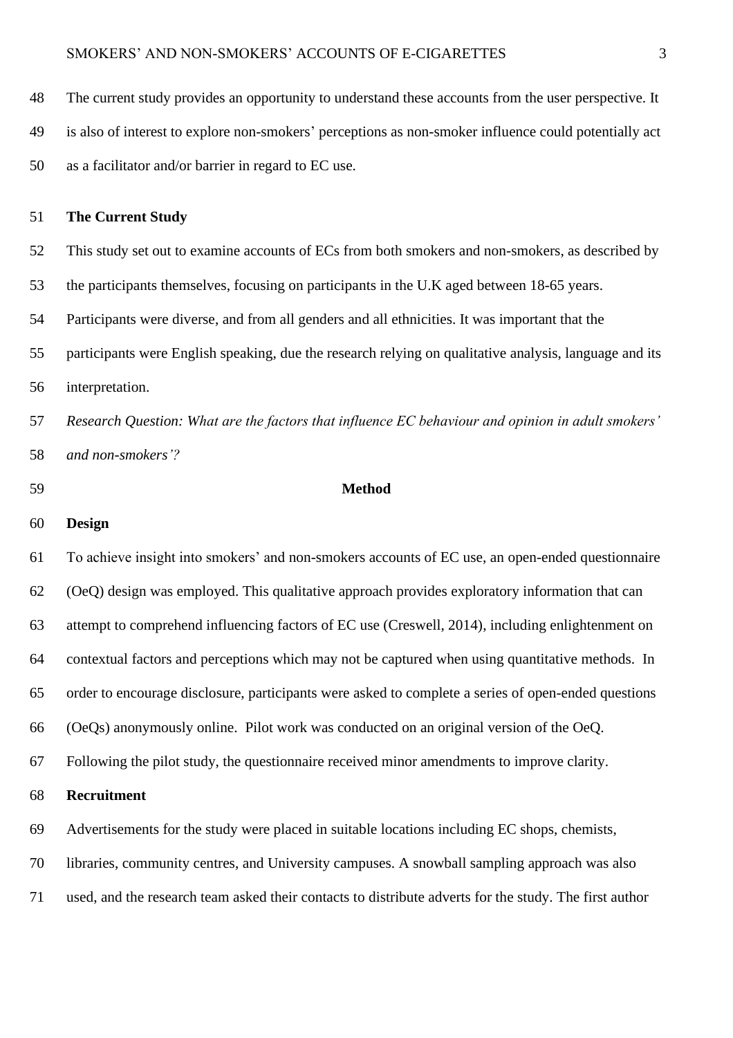The current study provides an opportunity to understand these accounts from the user perspective. It is also of interest to explore non-smokers' perceptions as non-smoker influence could potentially act as a facilitator and/or barrier in regard to EC use.

**The Current Study**

This study set out to examine accounts of ECs from both smokers and non-smokers, as described by the participants themselves, focusing on participants in the U.K aged between 18-65 years. Participants were diverse, and from all genders and all ethnicities. It was important that the participants were English speaking, due the research relying on qualitative analysis, language and its interpretation.

*Research Question: What are the factors that influence EC behaviour and opinion in adult smokers' and non-smokers'?*

## Method

**Design**

To achieve insight into smokers' and non-smokers accounts of EC use, an open-ended questionnaire (OeQ) design was employed. This qualitative approach provides exploratory information that can attempt to comprehend influencing factors of EC use (Creswell, 2014), including enlightenment on contextual factors and perceptions which may not be captured when using quantitative methods. In order to encourage disclosure, participants were asked to complete a series of open-ended questions (OeQs) anonymously online. Pilot work was conducted on an original version of the OeQ. Following the pilot study, the questionnaire received minor amendments to improve clarity.

**Recruitment**

Advertisements for the study were placed in suitable locations including EC shops, chemists, libraries, community centres, and University campuses. A snowball sampling approach was also used, and the research team asked their contacts to distribute adverts for the study. The first author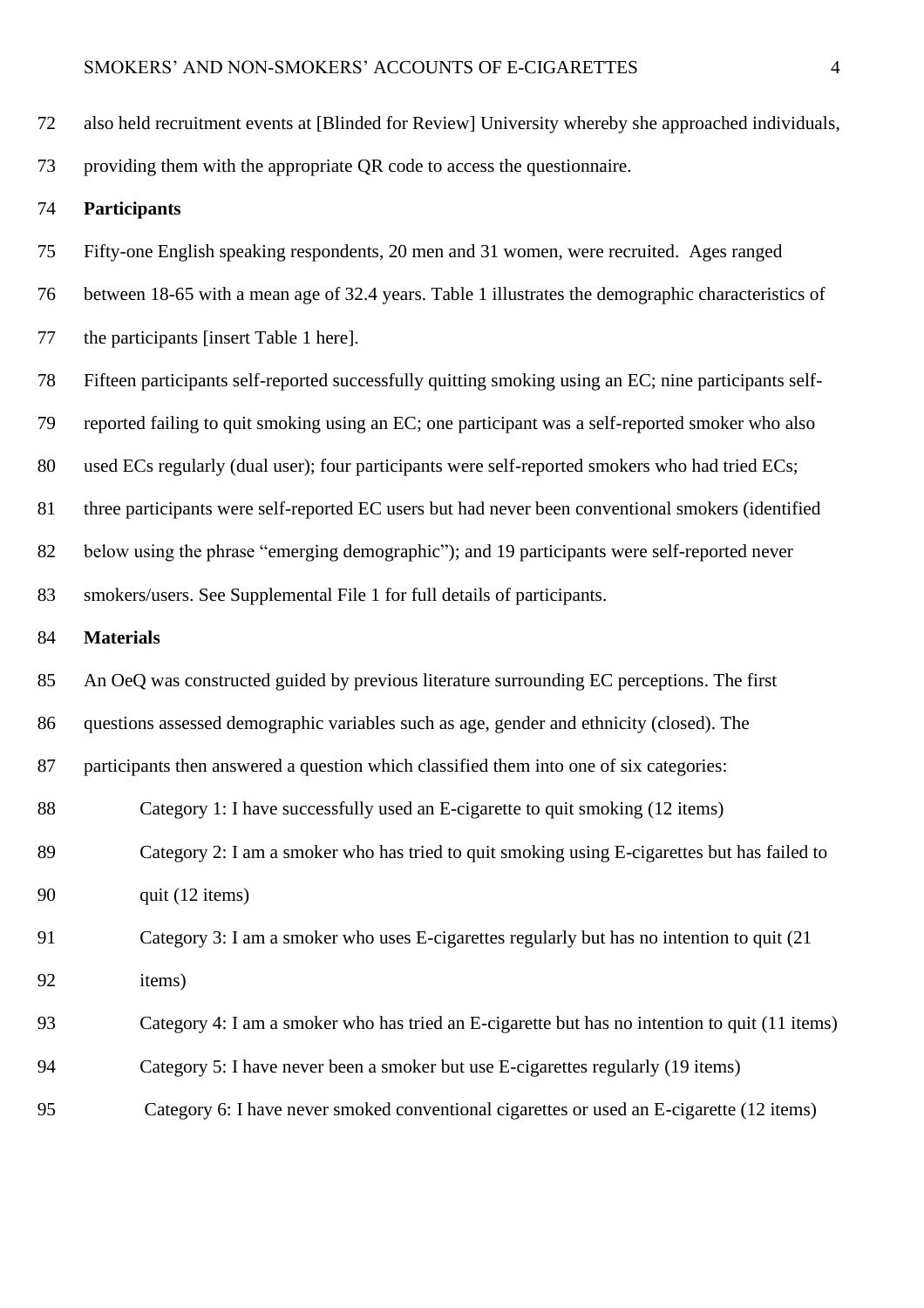also held recruitment events at [Blinded for Review] University whereby she approached individuals, providing them with the appropriate QR code to access the questionnaire.

**Participants**

Fifty-one English speaking respondents, 20 men and 31 women, were recruited. Ages ranged between 18-65 with a mean age of 32.4 years. Table 1 illustrates the demographic characteristics of the participants [insert Table 1 here].

Fifteen participants self-reported successfully quitting smoking using an EC; nine participants self-reported failing to quit smoking using an EC; one participant was a self-reported smoker who also used ECs regularly (dual user); four participants were self-reported smokers who had tried ECs; three participants were self-reported EC users but had never been conventional smokers (identified below using the phrase "emerging demographic"); and 19 participants were self-reported never smokers/users. See Supplemental File 1 for full details of participants.

**Materials**

An OeQ was constructed guided by previous literature surrounding EC perceptions. The first questions assessed demographic variables such as age, gender and ethnicity (closed). The participants then answered a question which classified them into one of six categories:

Category 1: I have successfully used an E-cigarette to quit smoking (12 items)

Category 2: I am a smoker who has tried to quit smoking using E-cigarettes but has failed to quit (12 items)

Category 3: I am a smoker who uses E-cigarettes regularly but has no intention to quit (21 items)

Category 4: I am a smoker who has tried an E-cigarette but has no intention to quit (11 items)

Category 5: I have never been a smoker but use E-cigarettes regularly (19 items)

Category 6: I have never smoked conventional cigarettes or used an E-cigarette (12 items)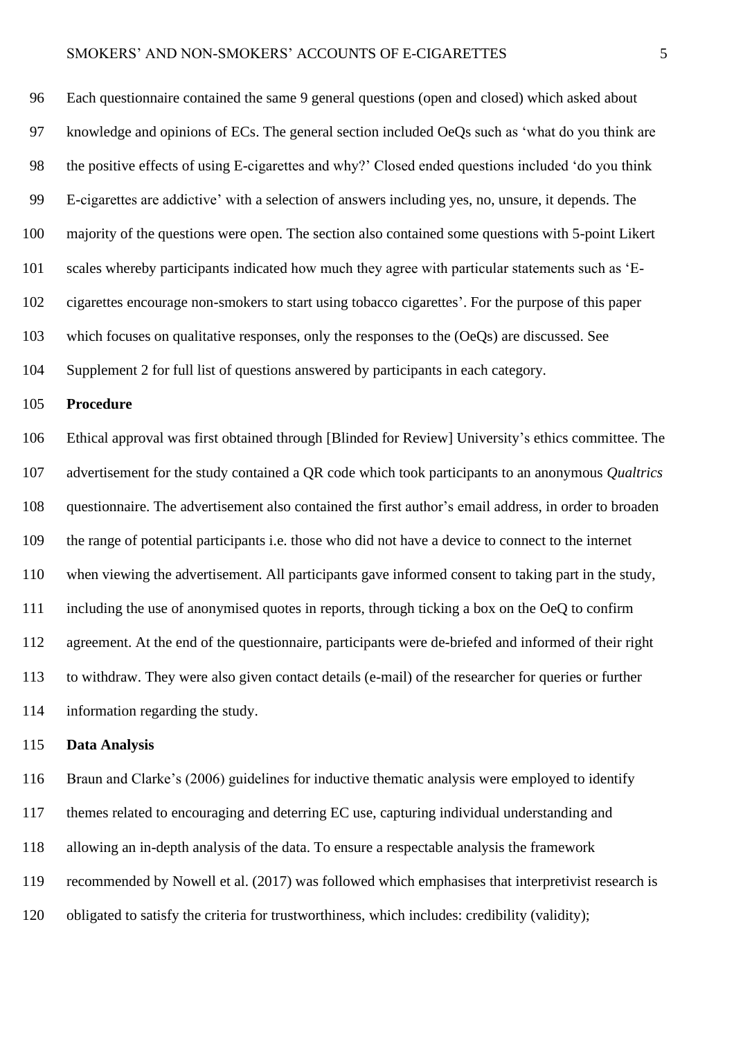Each questionnaire contained the same 9 general questions (open and closed) which asked about knowledge and opinions of ECs. The general section included OeQs such as 'what do you think are the positive effects of using E-cigarettes and why?' Closed ended questions included 'do you think E-cigarettes are addictive' with a selection of answers including yes, no, unsure, it depends. The majority of the questions were open. The section also contained some questions with 5-point Likert scales whereby participants indicated how much they agree with particular statements such as 'E-cigarettes encourage non-smokers to start using tobacco cigarettes'. For the purpose of this paper which focuses on qualitative responses, only the responses to the (OeQs) are discussed. See Supplement 2 for full list of questions answered by participants in each category.

**Procedure**

Ethical approval was first obtained through [Blinded for Review] University's ethics committee. The advertisement for the study contained a QR code which took participants to an anonymous *Qualtrics* questionnaire. The advertisement also contained the first author's email address, in order to broaden the range of potential participants i.e. those who did not have a device to connect to the internet when viewing the advertisement. All participants gave informed consent to taking part in the study, including the use of anonymised quotes in reports, through ticking a box on the OeQ to confirm agreement. At the end of the questionnaire, participants were de-briefed and informed of their right to withdraw. They were also given contact details (e-mail) of the researcher for queries or further information regarding the study.

**Data Analysis**

Braun and Clarke's (2006) guidelines for inductive thematic analysis were employed to identify themes related to encouraging and deterring EC use, capturing individual understanding and allowing an in-depth analysis of the data. To ensure a respectable analysis the framework recommended by Nowell et al. (2017) was followed which emphasises that interpretivist research is obligated to satisfy the criteria for trustworthiness, which includes: credibility (validity);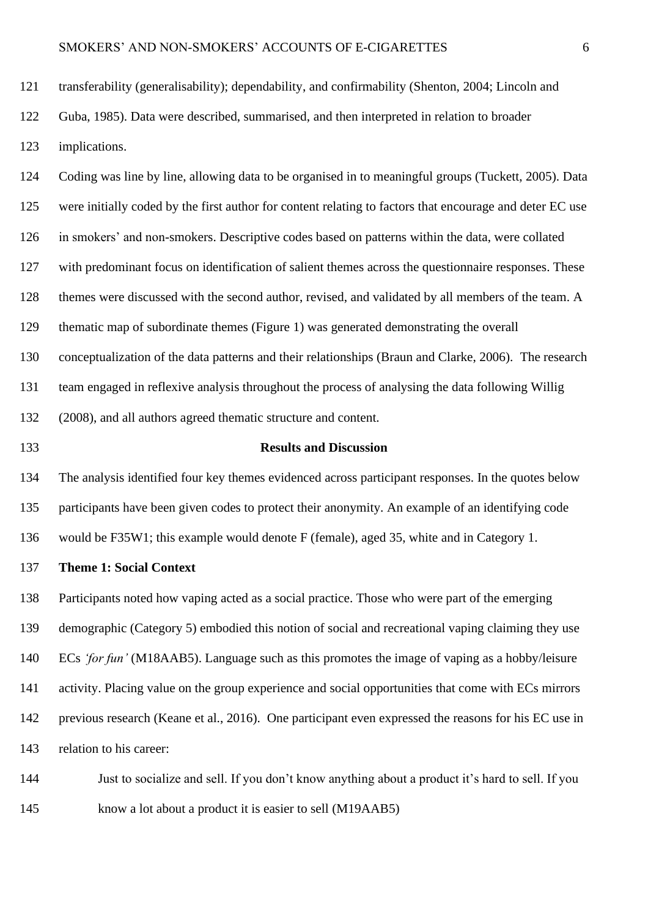transferability (generalisability); dependability, and confirmability (Shenton, 2004; Lincoln and Guba, 1985). Data were described, summarised, and then interpreted in relation to broader implications.

Coding was line by line, allowing data to be organised in to meaningful groups (Tuckett, 2005). Data were initially coded by the first author for content relating to factors that encourage and deter EC use in smokers' and non-smokers. Descriptive codes based on patterns within the data, were collated with predominant focus on identification of salient themes across the questionnaire responses. These themes were discussed with the second author, revised, and validated by all members of the team. A thematic map of subordinate themes (Figure 1) was generated demonstrating the overall conceptualization of the data patterns and their relationships (Braun and Clarke, 2006). The research team engaged in reflexive analysis throughout the process of analysing the data following Willig (2008), and all authors agreed thematic structure and content.

## Results and Discussion

The analysis identified four key themes evidenced across participant responses. In the quotes below participants have been given codes to protect their anonymity. An example of an identifying code would be F35W1; this example would denote F (female), aged 35, white and in Category 1.

### Theme 1: Social Context

Participants noted how vaping acted as a social practice. Those who were part of the emerging demographic (Category 5) embodied this notion of social and recreational vaping claiming they use ECs *'for fun'* (M18AAB5). Language such as this promotes the image of vaping as a hobby/leisure activity. Placing value on the group experience and social opportunities that come with ECs mirrors previous research (Keane et al., 2016). One participant even expressed the reasons for his EC use in relation to his career:

> Just to socialize and sell. If you don't know anything about a product it's hard to sell. If you know a lot about a product it is easier to sell (M19AAB5)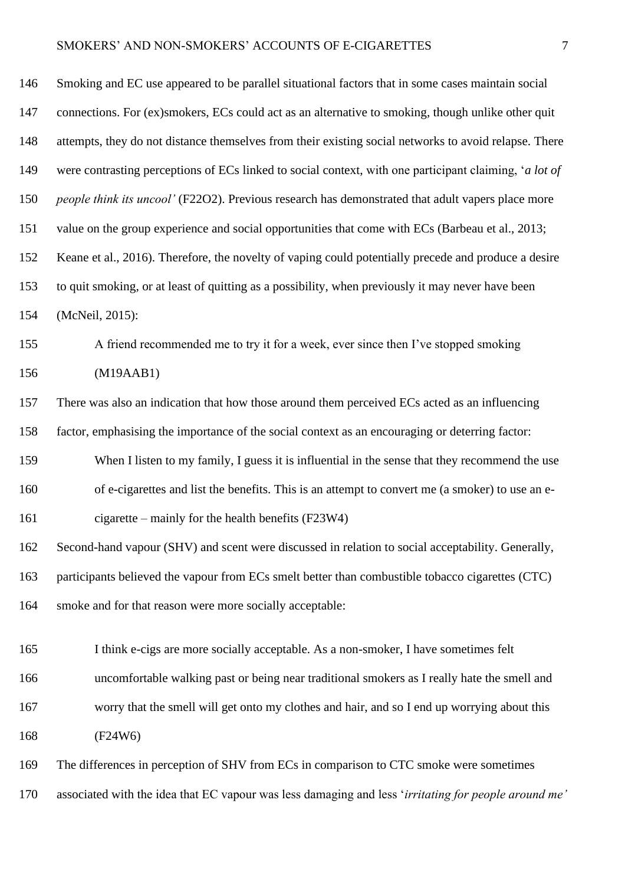Smoking and EC use appeared to be parallel situational factors that in some cases maintain social connections. For (ex)smokers, ECs could act as an alternative to smoking, though unlike other quit attempts, they do not distance themselves from their existing social networks to avoid relapse. There were contrasting perceptions of ECs linked to social context, with one participant claiming, '*a lot of people think its uncool'* (F22O2). Previous research has demonstrated that adult vapers place more value on the group experience and social opportunities that come with ECs (Barbeau et al., 2013; Keane et al., 2016). Therefore, the novelty of vaping could potentially precede and produce a desire to quit smoking, or at least of quitting as a possibility, when previously it may never have been (McNeil, 2015):

> A friend recommended me to try it for a week, ever since then I've stopped smoking (M19AAB1)

There was also an indication that how those around them perceived ECs acted as an influencing factor, emphasising the importance of the social context as an encouraging or deterring factor:

> When I listen to my family, I guess it is influential in the sense that they recommend the use of e-cigarettes and list the benefits. This is an attempt to convert me (a smoker) to use an e-cigarette – mainly for the health benefits (F23W4)

Second-hand vapour (SHV) and scent were discussed in relation to social acceptability. Generally, participants believed the vapour from ECs smelt better than combustible tobacco cigarettes (CTC) smoke and for that reason were more socially acceptable:

> I think e-cigs are more socially acceptable. As a non-smoker, I have sometimes felt uncomfortable walking past or being near traditional smokers as I really hate the smell and worry that the smell will get onto my clothes and hair, and so I end up worrying about this (F24W6)

The differences in perception of SHV from ECs in comparison to CTC smoke were sometimes associated with the idea that EC vapour was less damaging and less '*irritating for people around me'*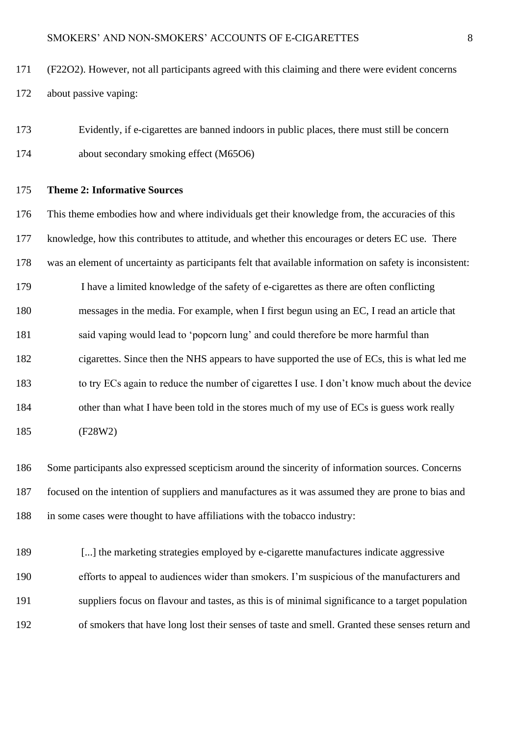(F22O2). However, not all participants agreed with this claiming and there were evident concerns about passive vaping:

> Evidently, if e-cigarettes are banned indoors in public places, there must still be concern about secondary smoking effect (M65O6)

**Theme 2: Informative Sources**

This theme embodies how and where individuals get their knowledge from, the accuracies of this knowledge, how this contributes to attitude, and whether this encourages or deters EC use. There was an element of uncertainty as participants felt that available information on safety is inconsistent:

> I have a limited knowledge of the safety of e-cigarettes as there are often conflicting messages in the media. For example, when I first begun using an EC, I read an article that said vaping would lead to 'popcorn lung' and could therefore be more harmful than cigarettes. Since then the NHS appears to have supported the use of ECs, this is what led me to try ECs again to reduce the number of cigarettes I use. I don't know much about the device other than what I have been told in the stores much of my use of ECs is guess work really (F28W2)

Some participants also expressed scepticism around the sincerity of information sources. Concerns focused on the intention of suppliers and manufactures as it was assumed they are prone to bias and in some cases were thought to have affiliations with the tobacco industry:

> [...] the marketing strategies employed by e-cigarette manufactures indicate aggressive efforts to appeal to audiences wider than smokers. I'm suspicious of the manufacturers and suppliers focus on flavour and tastes, as this is of minimal significance to a target population of smokers that have long lost their senses of taste and smell. Granted these senses return and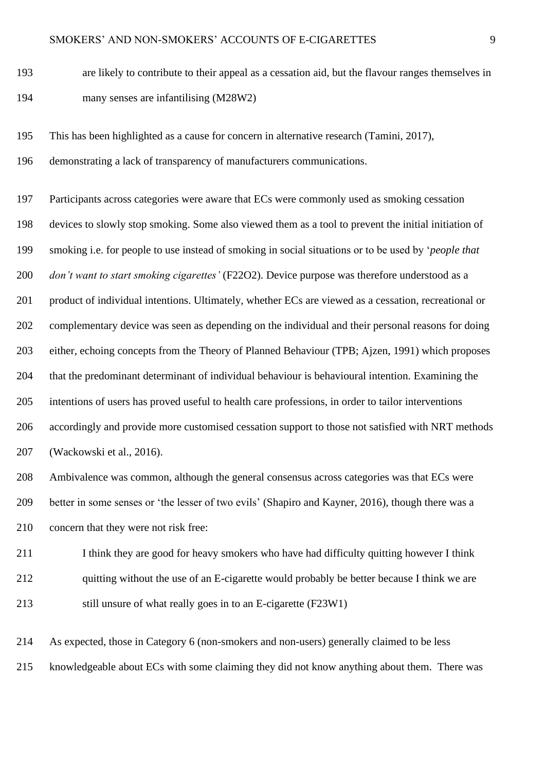are likely to contribute to their appeal as a cessation aid, but the flavour ranges themselves in many senses are infantilising (M28W2)

This has been highlighted as a cause for concern in alternative research (Tamini, 2017), demonstrating a lack of transparency of manufacturers communications.

Participants across categories were aware that ECs were commonly used as smoking cessation devices to slowly stop smoking. Some also viewed them as a tool to prevent the initial initiation of smoking i.e. for people to use instead of smoking in social situations or to be used by '*people that don't want to start smoking cigarettes'* (F22O2). Device purpose was therefore understood as a product of individual intentions. Ultimately, whether ECs are viewed as a cessation, recreational or complementary device was seen as depending on the individual and their personal reasons for doing either, echoing concepts from the Theory of Planned Behaviour (TPB; Ajzen, 1991) which proposes that the predominant determinant of individual behaviour is behavioural intention. Examining the intentions of users has proved useful to health care professions, in order to tailor interventions accordingly and provide more customised cessation support to those not satisfied with NRT methods (Wackowski et al., 2016).

Ambivalence was common, although the general consensus across categories was that ECs were better in some senses or 'the lesser of two evils' (Shapiro and Kayner, 2016), though there was a concern that they were not risk free:

> I think they are good for heavy smokers who have had difficulty quitting however I think quitting without the use of an E-cigarette would probably be better because I think we are still unsure of what really goes in to an E-cigarette (F23W1)

As expected, those in Category 6 (non-smokers and non-users) generally claimed to be less knowledgeable about ECs with some claiming they did not know anything about them. There was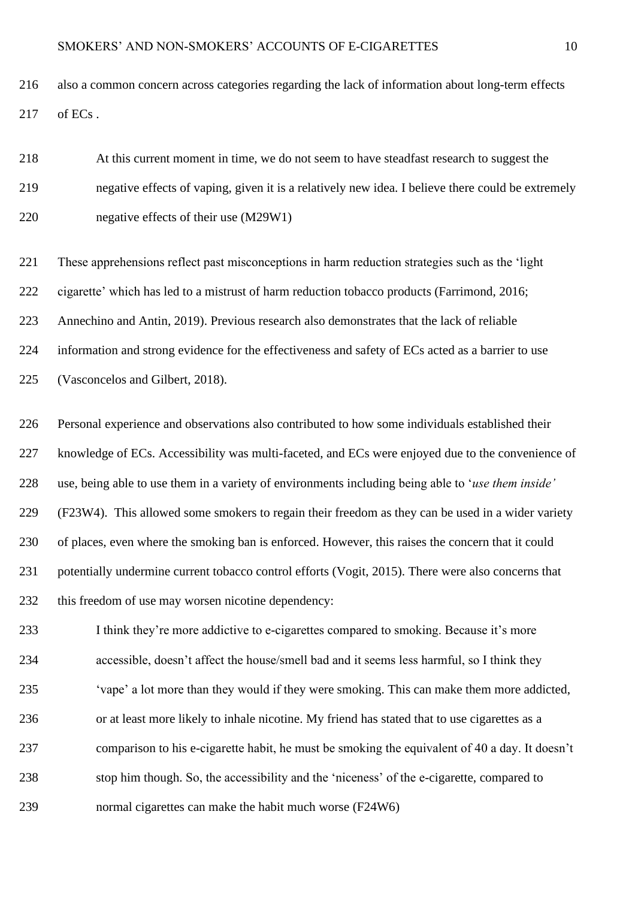also a common concern across categories regarding the lack of information about long-term effects of ECs .

> At this current moment in time, we do not seem to have steadfast research to suggest the negative effects of vaping, given it is a relatively new idea. I believe there could be extremely negative effects of their use (M29W1)

These apprehensions reflect past misconceptions in harm reduction strategies such as the 'light cigarette' which has led to a mistrust of harm reduction tobacco products (Farrimond, 2016; Annechino and Antin, 2019). Previous research also demonstrates that the lack of reliable information and strong evidence for the effectiveness and safety of ECs acted as a barrier to use (Vasconcelos and Gilbert, 2018).

Personal experience and observations also contributed to how some individuals established their knowledge of ECs. Accessibility was multi-faceted, and ECs were enjoyed due to the convenience of use, being able to use them in a variety of environments including being able to '*use them inside'* (F23W4). This allowed some smokers to regain their freedom as they can be used in a wider variety of places, even where the smoking ban is enforced. However, this raises the concern that it could potentially undermine current tobacco control efforts (Vogit, 2015). There were also concerns that this freedom of use may worsen nicotine dependency:

> I think they're more addictive to e-cigarettes compared to smoking. Because it's more accessible, doesn't affect the house/smell bad and it seems less harmful, so I think they 'vape' a lot more than they would if they were smoking. This can make them more addicted, or at least more likely to inhale nicotine. My friend has stated that to use cigarettes as a comparison to his e-cigarette habit, he must be smoking the equivalent of 40 a day. It doesn't stop him though. So, the accessibility and the 'niceness' of the e-cigarette, compared to normal cigarettes can make the habit much worse (F24W6)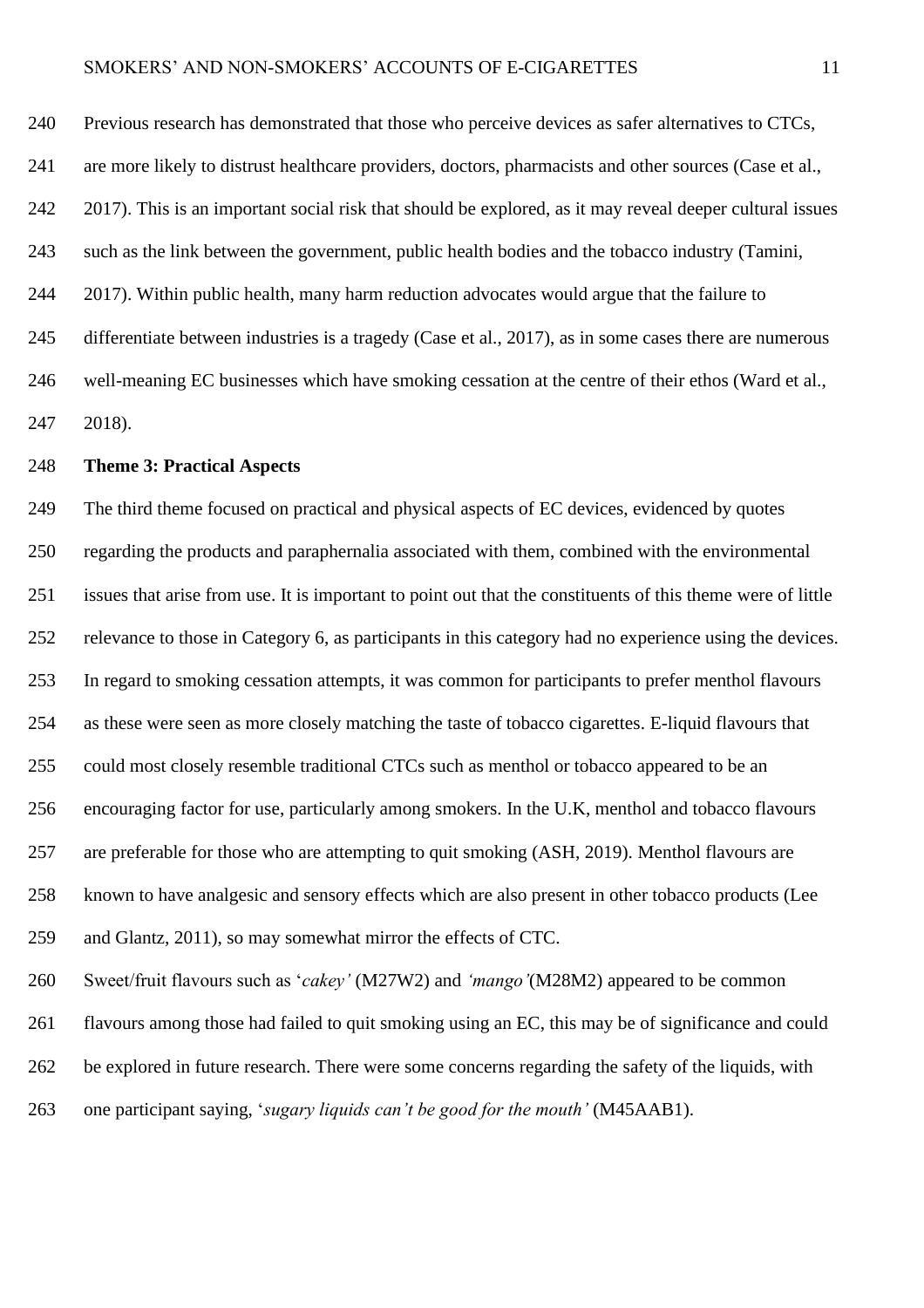Previous research has demonstrated that those who perceive devices as safer alternatives to CTCs, are more likely to distrust healthcare providers, doctors, pharmacists and other sources (Case et al., 2017). This is an important social risk that should be explored, as it may reveal deeper cultural issues such as the link between the government, public health bodies and the tobacco industry (Tamini, 2017). Within public health, many harm reduction advocates would argue that the failure to differentiate between industries is a tragedy (Case et al., 2017), as in some cases there are numerous well-meaning EC businesses which have smoking cessation at the centre of their ethos (Ward et al., 2018).

**Theme 3: Practical Aspects**

The third theme focused on practical and physical aspects of EC devices, evidenced by quotes regarding the products and paraphernalia associated with them, combined with the environmental issues that arise from use. It is important to point out that the constituents of this theme were of little relevance to those in Category 6, as participants in this category had no experience using the devices. In regard to smoking cessation attempts, it was common for participants to prefer menthol flavours as these were seen as more closely matching the taste of tobacco cigarettes. E-liquid flavours that could most closely resemble traditional CTCs such as menthol or tobacco appeared to be an encouraging factor for use, particularly among smokers. In the U.K, menthol and tobacco flavours are preferable for those who are attempting to quit smoking (ASH, 2019). Menthol flavours are known to have analgesic and sensory effects which are also present in other tobacco products (Lee and Glantz, 2011), so may somewhat mirror the effects of CTC.

Sweet/fruit flavours such as '*cakey'* (M27W2) and *'mango'*(M28M2) appeared to be common flavours among those had failed to quit smoking using an EC, this may be of significance and could be explored in future research. There were some concerns regarding the safety of the liquids, with one participant saying, '*sugary liquids can't be good for the mouth'* (M45AAB1).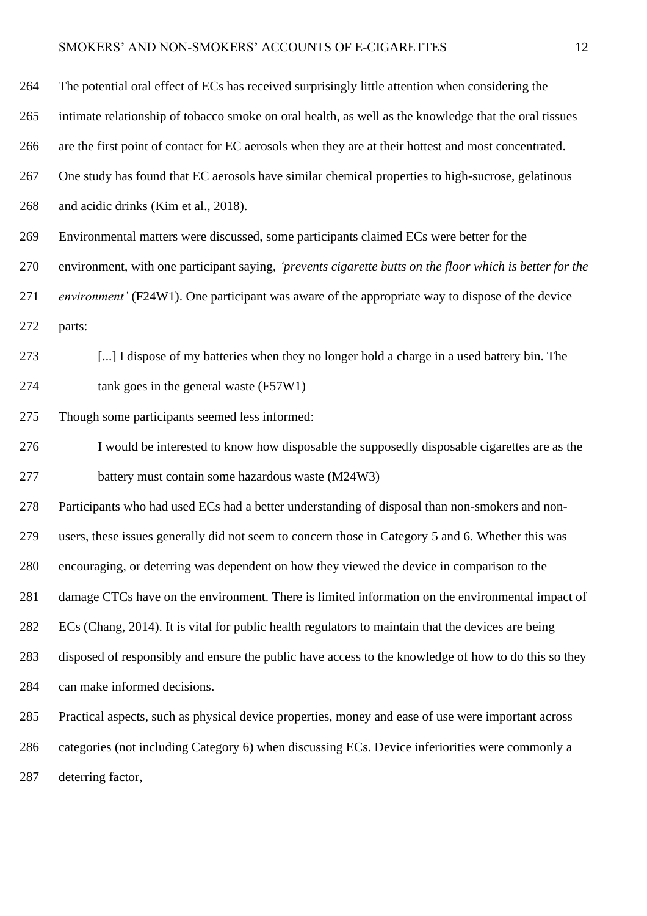The potential oral effect of ECs has received surprisingly little attention when considering the intimate relationship of tobacco smoke on oral health, as well as the knowledge that the oral tissues are the first point of contact for EC aerosols when they are at their hottest and most concentrated. One study has found that EC aerosols have similar chemical properties to high-sucrose, gelatinous and acidic drinks (Kim et al., 2018).

Environmental matters were discussed, some participants claimed ECs were better for the environment, with one participant saying, *'prevents cigarette butts on the floor which is better for the environment'* (F24W1). One participant was aware of the appropriate way to dispose of the device parts:

> [...] I dispose of my batteries when they no longer hold a charge in a used battery bin. The tank goes in the general waste (F57W1)

Though some participants seemed less informed:

> I would be interested to know how disposable the supposedly disposable cigarettes are as the battery must contain some hazardous waste (M24W3)

Participants who had used ECs had a better understanding of disposal than non-smokers and non-users, these issues generally did not seem to concern those in Category 5 and 6. Whether this was encouraging, or deterring was dependent on how they viewed the device in comparison to the damage CTCs have on the environment. There is limited information on the environmental impact of ECs (Chang, 2014). It is vital for public health regulators to maintain that the devices are being disposed of responsibly and ensure the public have access to the knowledge of how to do this so they can make informed decisions.

Practical aspects, such as physical device properties, money and ease of use were important across categories (not including Category 6) when discussing ECs. Device inferiorities were commonly a deterring factor,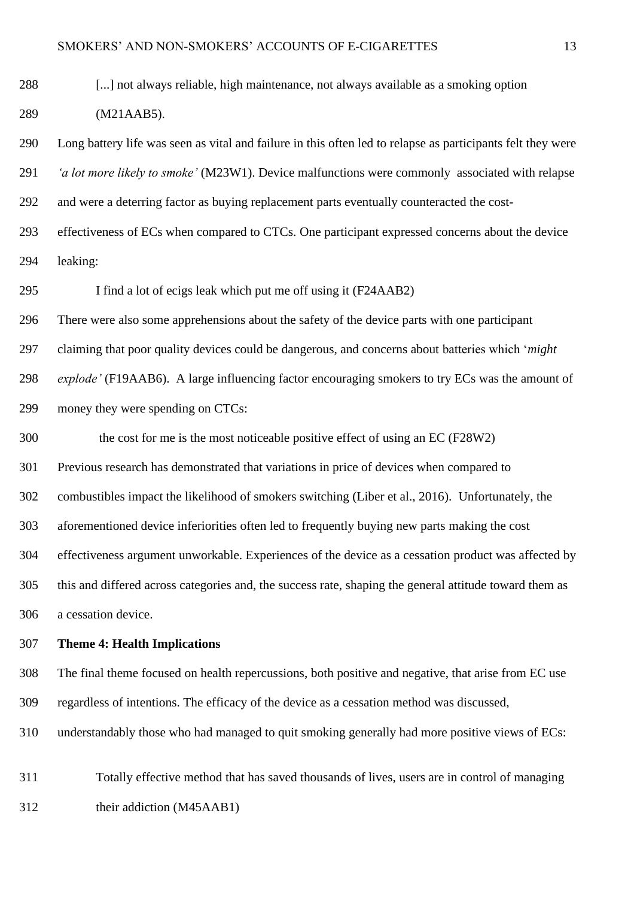> [...] not always reliable, high maintenance, not always available as a smoking option (M21AAB5).

Long battery life was seen as vital and failure in this often led to relapse as participants felt they were *'a lot more likely to smoke'* (M23W1). Device malfunctions were commonly associated with relapse and were a deterring factor as buying replacement parts eventually counteracted the cost-effectiveness of ECs when compared to CTCs. One participant expressed concerns about the device leaking:

> I find a lot of ecigs leak which put me off using it (F24AAB2)

There were also some apprehensions about the safety of the device parts with one participant claiming that poor quality devices could be dangerous, and concerns about batteries which '*might explode'* (F19AAB6). A large influencing factor encouraging smokers to try ECs was the amount of money they were spending on CTCs:

> the cost for me is the most noticeable positive effect of using an EC (F28W2)

Previous research has demonstrated that variations in price of devices when compared to combustibles impact the likelihood of smokers switching (Liber et al., 2016). Unfortunately, the aforementioned device inferiorities often led to frequently buying new parts making the cost effectiveness argument unworkable. Experiences of the device as a cessation product was affected by this and differed across categories and, the success rate, shaping the general attitude toward them as a cessation device.

**Theme 4: Health Implications**

The final theme focused on health repercussions, both positive and negative, that arise from EC use regardless of intentions. The efficacy of the device as a cessation method was discussed, understandably those who had managed to quit smoking generally had more positive views of ECs:

> Totally effective method that has saved thousands of lives, users are in control of managing their addiction (M45AAB1)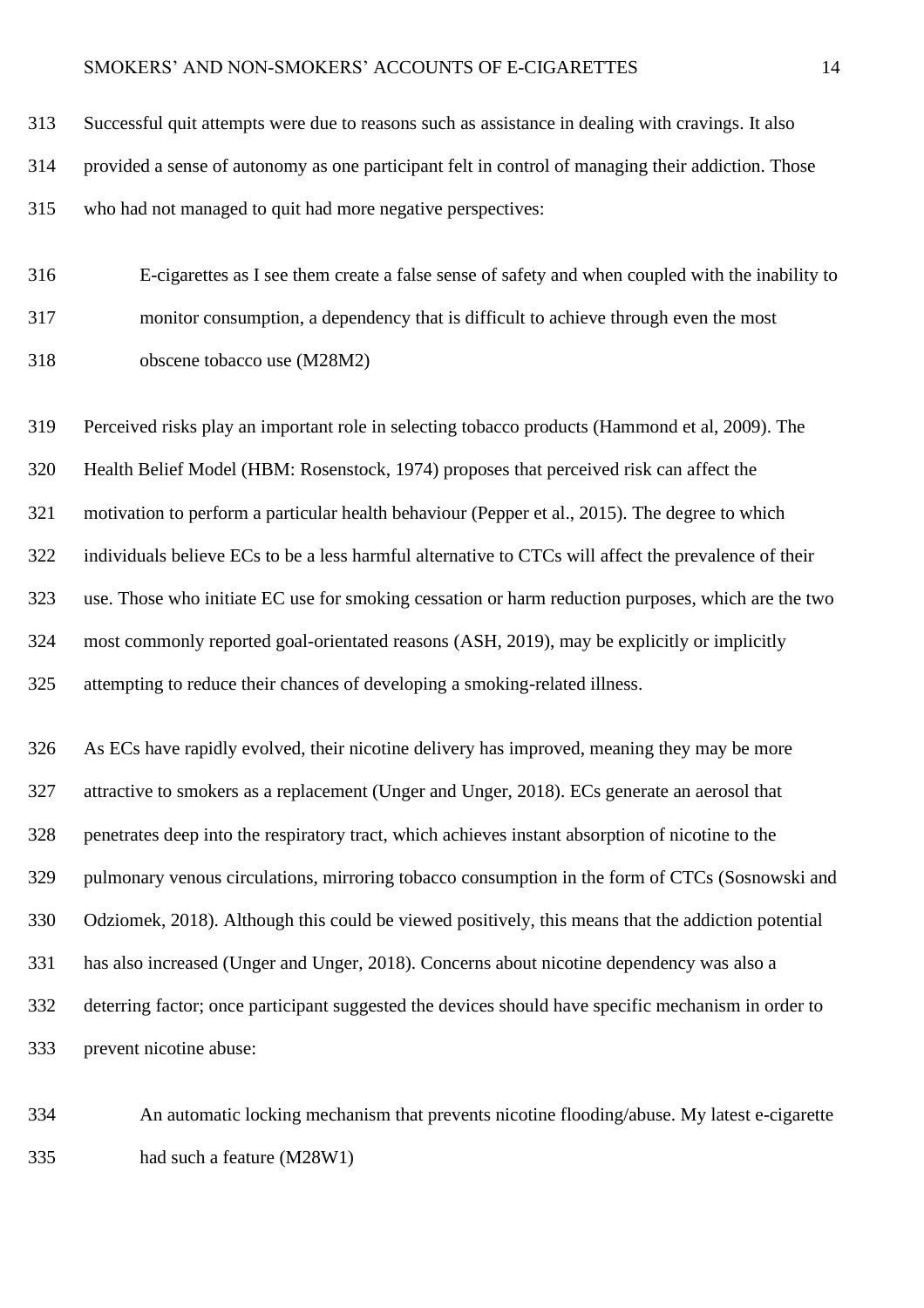Successful quit attempts were due to reasons such as assistance in dealing with cravings. It also provided a sense of autonomy as one participant felt in control of managing their addiction. Those who had not managed to quit had more negative perspectives:

> E-cigarettes as I see them create a false sense of safety and when coupled with the inability to monitor consumption, a dependency that is difficult to achieve through even the most obscene tobacco use (M28M2)

Perceived risks play an important role in selecting tobacco products (Hammond et al, 2009). The Health Belief Model (HBM: Rosenstock, 1974) proposes that perceived risk can affect the motivation to perform a particular health behaviour (Pepper et al., 2015). The degree to which individuals believe ECs to be a less harmful alternative to CTCs will affect the prevalence of their use. Those who initiate EC use for smoking cessation or harm reduction purposes, which are the two most commonly reported goal-orientated reasons (ASH, 2019), may be explicitly or implicitly attempting to reduce their chances of developing a smoking-related illness.

As ECs have rapidly evolved, their nicotine delivery has improved, meaning they may be more attractive to smokers as a replacement (Unger and Unger, 2018). ECs generate an aerosol that penetrates deep into the respiratory tract, which achieves instant absorption of nicotine to the pulmonary venous circulations, mirroring tobacco consumption in the form of CTCs (Sosnowski and Odziomek, 2018). Although this could be viewed positively, this means that the addiction potential has also increased (Unger and Unger, 2018). Concerns about nicotine dependency was also a deterring factor; once participant suggested the devices should have specific mechanism in order to prevent nicotine abuse:

> An automatic locking mechanism that prevents nicotine flooding/abuse. My latest e-cigarette had such a feature (M28W1)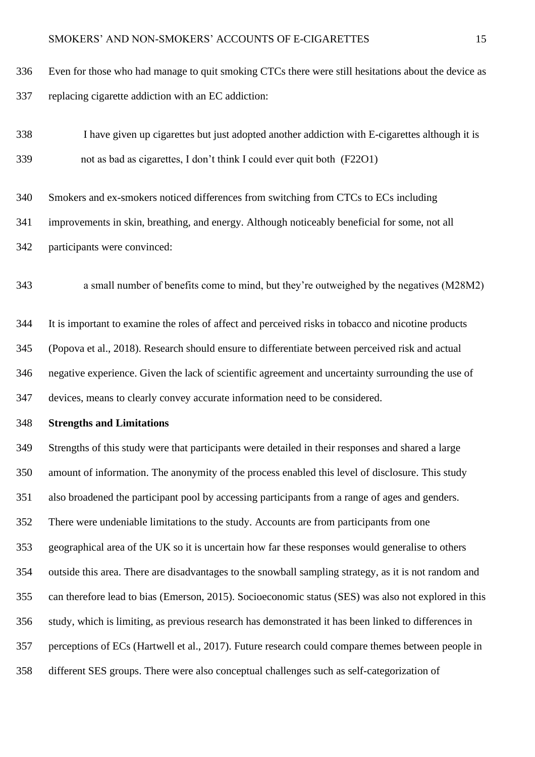Even for those who had manage to quit smoking CTCs there were still hesitations about the device as replacing cigarette addiction with an EC addiction:

> I have given up cigarettes but just adopted another addiction with E-cigarettes although it is not as bad as cigarettes, I don't think I could ever quit both (F22O1)

Smokers and ex-smokers noticed differences from switching from CTCs to ECs including improvements in skin, breathing, and energy. Although noticeably beneficial for some, not all participants were convinced:

> a small number of benefits come to mind, but they're outweighed by the negatives (M28M2)

It is important to examine the roles of affect and perceived risks in tobacco and nicotine products (Popova et al., 2018). Research should ensure to differentiate between perceived risk and actual negative experience. Given the lack of scientific agreement and uncertainty surrounding the use of devices, means to clearly convey accurate information need to be considered.

**Strengths and Limitations**

Strengths of this study were that participants were detailed in their responses and shared a large amount of information. The anonymity of the process enabled this level of disclosure. This study also broadened the participant pool by accessing participants from a range of ages and genders. There were undeniable limitations to the study. Accounts are from participants from one geographical area of the UK so it is uncertain how far these responses would generalise to others outside this area. There are disadvantages to the snowball sampling strategy, as it is not random and can therefore lead to bias (Emerson, 2015). Socioeconomic status (SES) was also not explored in this study, which is limiting, as previous research has demonstrated it has been linked to differences in perceptions of ECs (Hartwell et al., 2017). Future research could compare themes between people in different SES groups. There were also conceptual challenges such as self-categorization of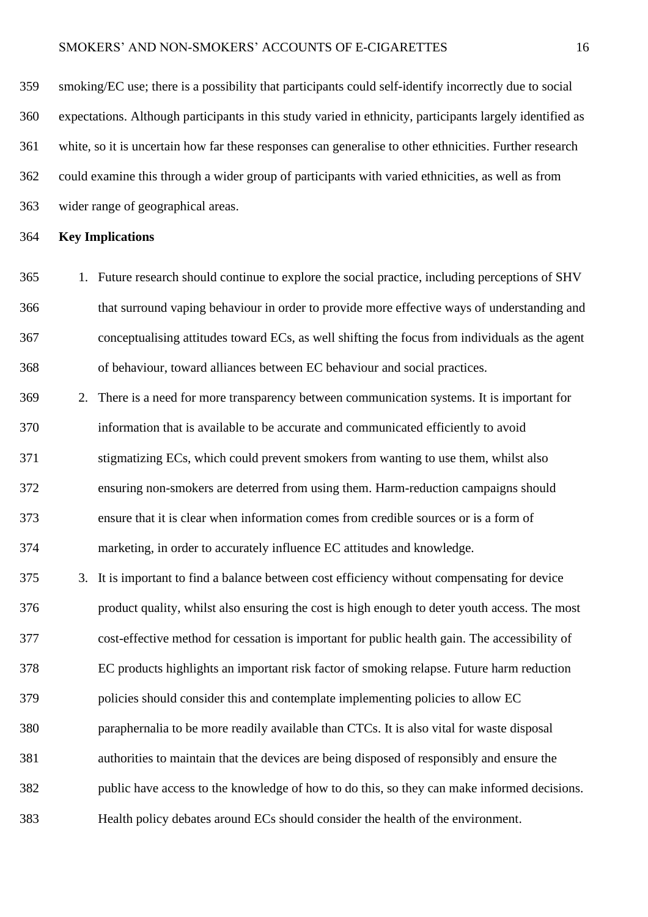smoking/EC use; there is a possibility that participants could self-identify incorrectly due to social expectations. Although participants in this study varied in ethnicity, participants largely identified as white, so it is uncertain how far these responses can generalise to other ethnicities. Further research could examine this through a wider group of participants with varied ethnicities, as well as from wider range of geographical areas.

**Key Implications**

1. Future research should continue to explore the social practice, including perceptions of SHV that surround vaping behaviour in order to provide more effective ways of understanding and conceptualising attitudes toward ECs, as well shifting the focus from individuals as the agent of behaviour, toward alliances between EC behaviour and social practices.
2. There is a need for more transparency between communication systems. It is important for information that is available to be accurate and communicated efficiently to avoid stigmatizing ECs, which could prevent smokers from wanting to use them, whilst also ensuring non-smokers are deterred from using them. Harm-reduction campaigns should ensure that it is clear when information comes from credible sources or is a form of marketing, in order to accurately influence EC attitudes and knowledge.
3. It is important to find a balance between cost efficiency without compensating for device product quality, whilst also ensuring the cost is high enough to deter youth access. The most cost-effective method for cessation is important for public health gain. The accessibility of EC products highlights an important risk factor of smoking relapse. Future harm reduction policies should consider this and contemplate implementing policies to allow EC paraphernalia to be more readily available than CTCs. It is also vital for waste disposal authorities to maintain that the devices are being disposed of responsibly and ensure the public have access to the knowledge of how to do this, so they can make informed decisions. Health policy debates around ECs should consider the health of the environment.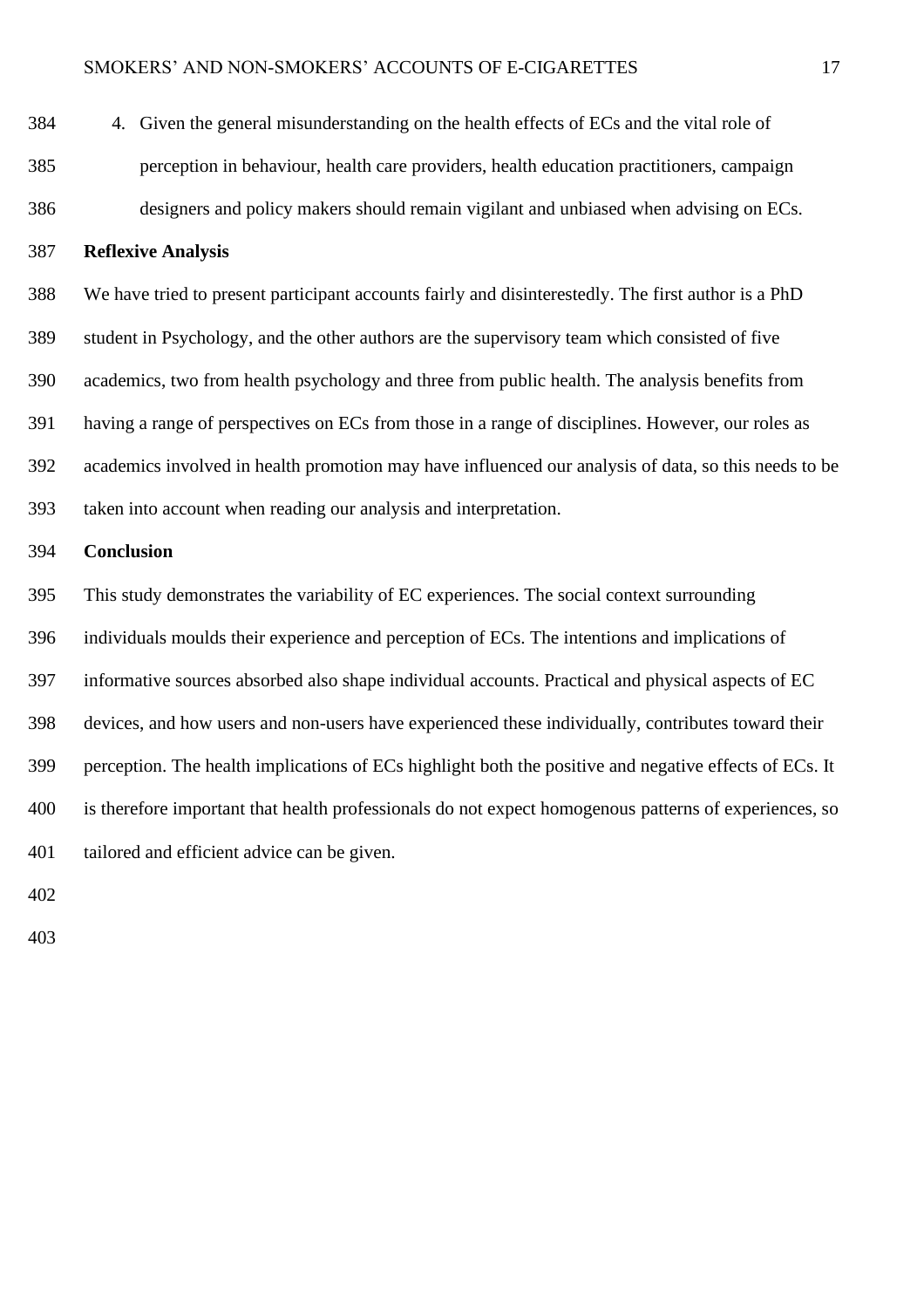4. Given the general misunderstanding on the health effects of ECs and the vital role of perception in behaviour, health care providers, health education practitioners, campaign designers and policy makers should remain vigilant and unbiased when advising on ECs.

**Reflexive Analysis**

We have tried to present participant accounts fairly and disinterestedly. The first author is a PhD student in Psychology, and the other authors are the supervisory team which consisted of five academics, two from health psychology and three from public health. The analysis benefits from having a range of perspectives on ECs from those in a range of disciplines. However, our roles as academics involved in health promotion may have influenced our analysis of data, so this needs to be taken into account when reading our analysis and interpretation.

**Conclusion**

This study demonstrates the variability of EC experiences. The social context surrounding individuals moulds their experience and perception of ECs. The intentions and implications of informative sources absorbed also shape individual accounts. Practical and physical aspects of EC devices, and how users and non-users have experienced these individually, contributes toward their perception. The health implications of ECs highlight both the positive and negative effects of ECs. It is therefore important that health professionals do not expect homogenous patterns of experiences, so tailored and efficient advice can be given.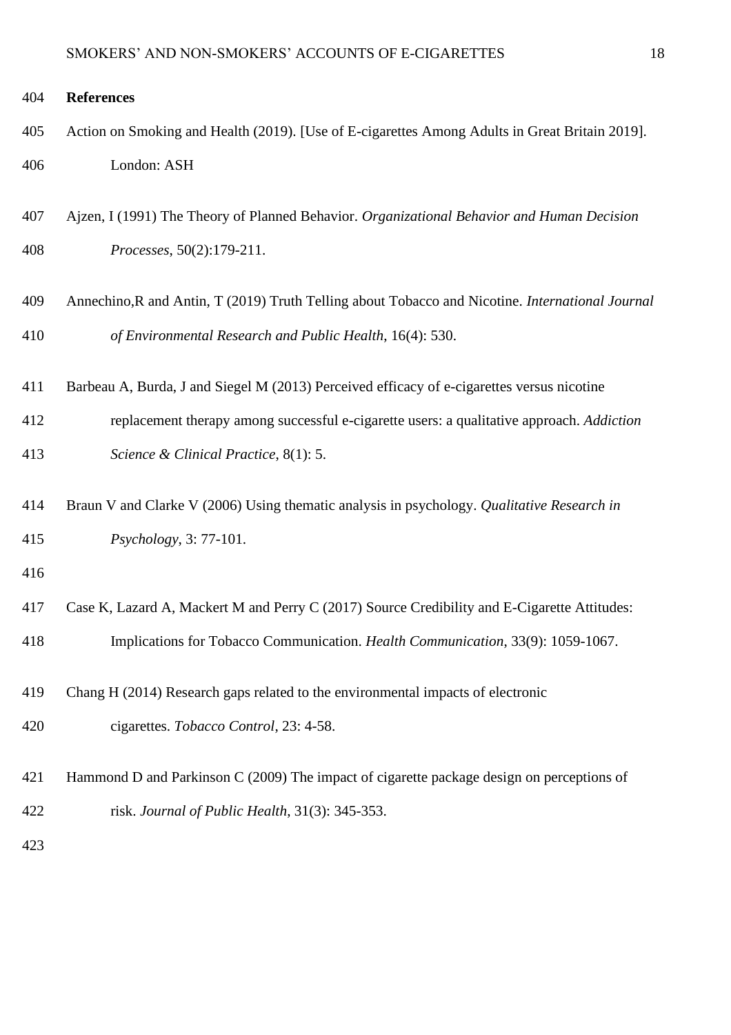**References**

Action on Smoking and Health (2019). [Use of E-cigarettes Among Adults in Great Britain 2019]. London: ASH

Ajzen, I (1991) The Theory of Planned Behavior. *Organizational Behavior and Human Decision Processes*, 50(2):179-211.

Annechino,R and Antin, T (2019) Truth Telling about Tobacco and Nicotine. *International Journal of Environmental Research and Public Health*, 16(4): 530.

Barbeau A, Burda, J and Siegel M (2013) Perceived efficacy of e-cigarettes versus nicotine replacement therapy among successful e-cigarette users: a qualitative approach. *Addiction Science & Clinical Practice*, 8(1): 5.

Braun V and Clarke V (2006) Using thematic analysis in psychology. *Qualitative Research in Psychology*, 3: 77-101.

Case K, Lazard A, Mackert M and Perry C (2017) Source Credibility and E-Cigarette Attitudes: Implications for Tobacco Communication. *Health Communication*, 33(9): 1059-1067.

Chang H (2014) Research gaps related to the environmental impacts of electronic cigarettes. *Tobacco Control*, 23: 4-58.

Hammond D and Parkinson C (2009) The impact of cigarette package design on perceptions of risk. *Journal of Public Health*, 31(3): 345-353.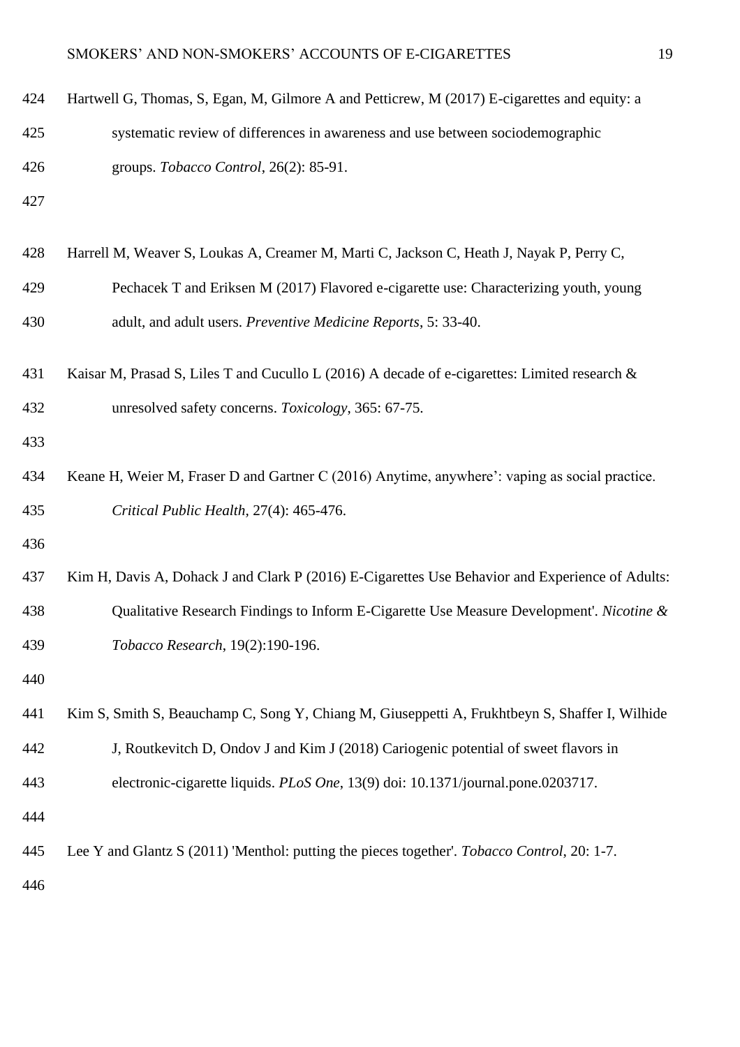Hartwell G, Thomas, S, Egan, M, Gilmore A and Petticrew, M (2017) E-cigarettes and equity: a systematic review of differences in awareness and use between sociodemographic groups. *Tobacco Control*, 26(2): 85-91.

Harrell M, Weaver S, Loukas A, Creamer M, Marti C, Jackson C, Heath J, Nayak P, Perry C, Pechacek T and Eriksen M (2017) Flavored e-cigarette use: Characterizing youth, young adult, and adult users. *Preventive Medicine Reports*, 5: 33-40.

Kaisar M, Prasad S, Liles T and Cucullo L (2016) A decade of e-cigarettes: Limited research & unresolved safety concerns. *Toxicology*, 365: 67-75.

Keane H, Weier M, Fraser D and Gartner C (2016) Anytime, anywhere': vaping as social practice. *Critical Public Health*, 27(4): 465-476.

Kim H, Davis A, Dohack J and Clark P (2016) E-Cigarettes Use Behavior and Experience of Adults: Qualitative Research Findings to Inform E-Cigarette Use Measure Development'. *Nicotine & Tobacco Research*, 19(2):190-196.

Kim S, Smith S, Beauchamp C, Song Y, Chiang M, Giuseppetti A, Frukhtbeyn S, Shaffer I, Wilhide J, Routkevitch D, Ondov J and Kim J (2018) Cariogenic potential of sweet flavors in electronic-cigarette liquids. *PLoS One*, 13(9) doi: 10.1371/journal.pone.0203717.

Lee Y and Glantz S (2011) 'Menthol: putting the pieces together'. *Tobacco Control*, 20: 1-7.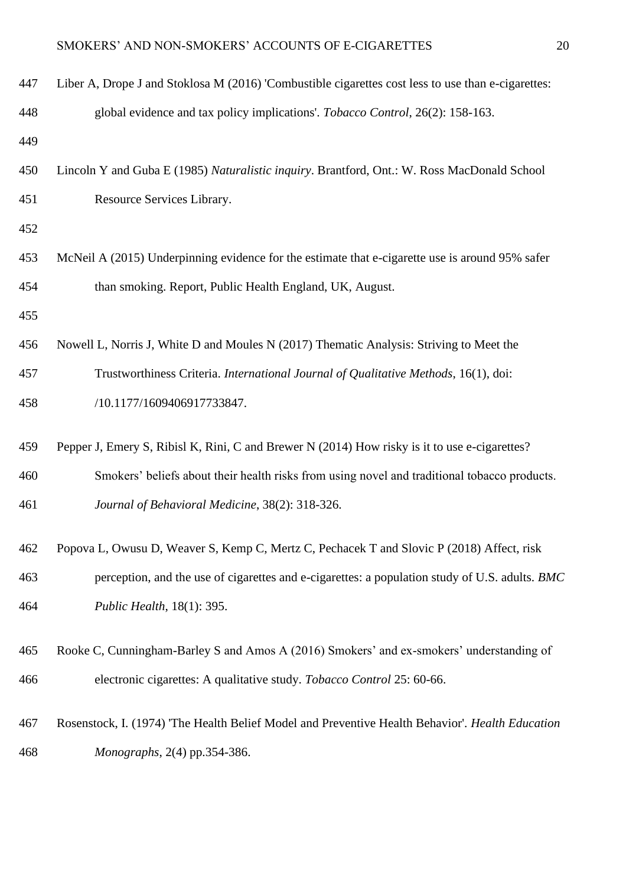Liber A, Drope J and Stoklosa M (2016) 'Combustible cigarettes cost less to use than e-cigarettes: global evidence and tax policy implications'. *Tobacco Control*, 26(2): 158-163.

Lincoln Y and Guba E (1985) *Naturalistic inquiry*. Brantford, Ont.: W. Ross MacDonald School Resource Services Library.

McNeil A (2015) Underpinning evidence for the estimate that e-cigarette use is around 95% safer than smoking. Report, Public Health England, UK, August.

Nowell L, Norris J, White D and Moules N (2017) Thematic Analysis: Striving to Meet the Trustworthiness Criteria. *International Journal of Qualitative Methods*, 16(1), doi: /10.1177/1609406917733847.

Pepper J, Emery S, Ribisl K, Rini, C and Brewer N (2014) How risky is it to use e-cigarettes? Smokers' beliefs about their health risks from using novel and traditional tobacco products. *Journal of Behavioral Medicine*, 38(2): 318-326.

Popova L, Owusu D, Weaver S, Kemp C, Mertz C, Pechacek T and Slovic P (2018) Affect, risk perception, and the use of cigarettes and e-cigarettes: a population study of U.S. adults. *BMC Public Health*, 18(1): 395.

Rooke C, Cunningham-Barley S and Amos A (2016) Smokers' and ex-smokers' understanding of electronic cigarettes: A qualitative study. *Tobacco Control* 25: 60-66.

Rosenstock, I. (1974) 'The Health Belief Model and Preventive Health Behavior'. *Health Education Monographs*, 2(4) pp.354-386.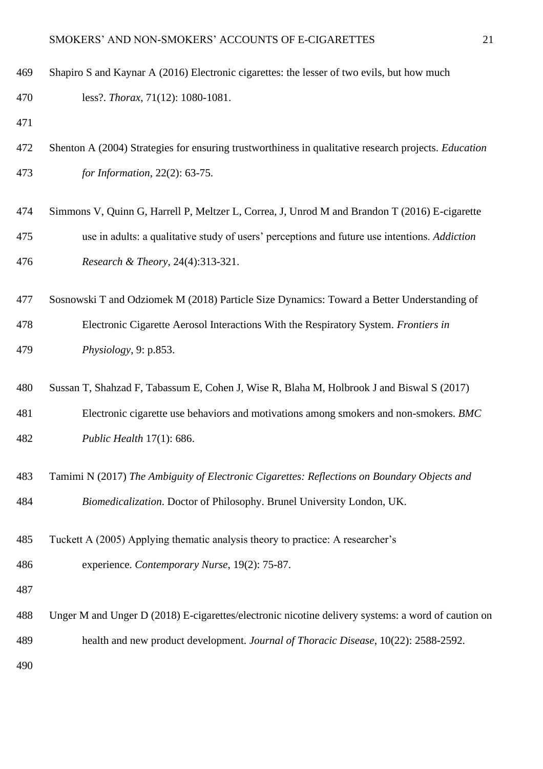Shapiro S and Kaynar A (2016) Electronic cigarettes: the lesser of two evils, but how much less?. *Thorax*, 71(12): 1080-1081.

Shenton A (2004) Strategies for ensuring trustworthiness in qualitative research projects. *Education for Information*, 22(2): 63-75.

Simmons V, Quinn G, Harrell P, Meltzer L, Correa, J, Unrod M and Brandon T (2016) E-cigarette use in adults: a qualitative study of users' perceptions and future use intentions. *Addiction Research & Theory*, 24(4):313-321.

Sosnowski T and Odziomek M (2018) Particle Size Dynamics: Toward a Better Understanding of Electronic Cigarette Aerosol Interactions With the Respiratory System. *Frontiers in Physiology*, 9: p.853.

Sussan T, Shahzad F, Tabassum E, Cohen J, Wise R, Blaha M, Holbrook J and Biswal S (2017) Electronic cigarette use behaviors and motivations among smokers and non-smokers. *BMC Public Health* 17(1): 686.

Tamimi N (2017) *The Ambiguity of Electronic Cigarettes: Reflections on Boundary Objects and Biomedicalization*. Doctor of Philosophy. Brunel University London, UK.

Tuckett A (2005) Applying thematic analysis theory to practice: A researcher's experience. *Contemporary Nurse*, 19(2): 75-87.

Unger M and Unger D (2018) E-cigarettes/electronic nicotine delivery systems: a word of caution on health and new product development. *Journal of Thoracic Disease*, 10(22): 2588-2592.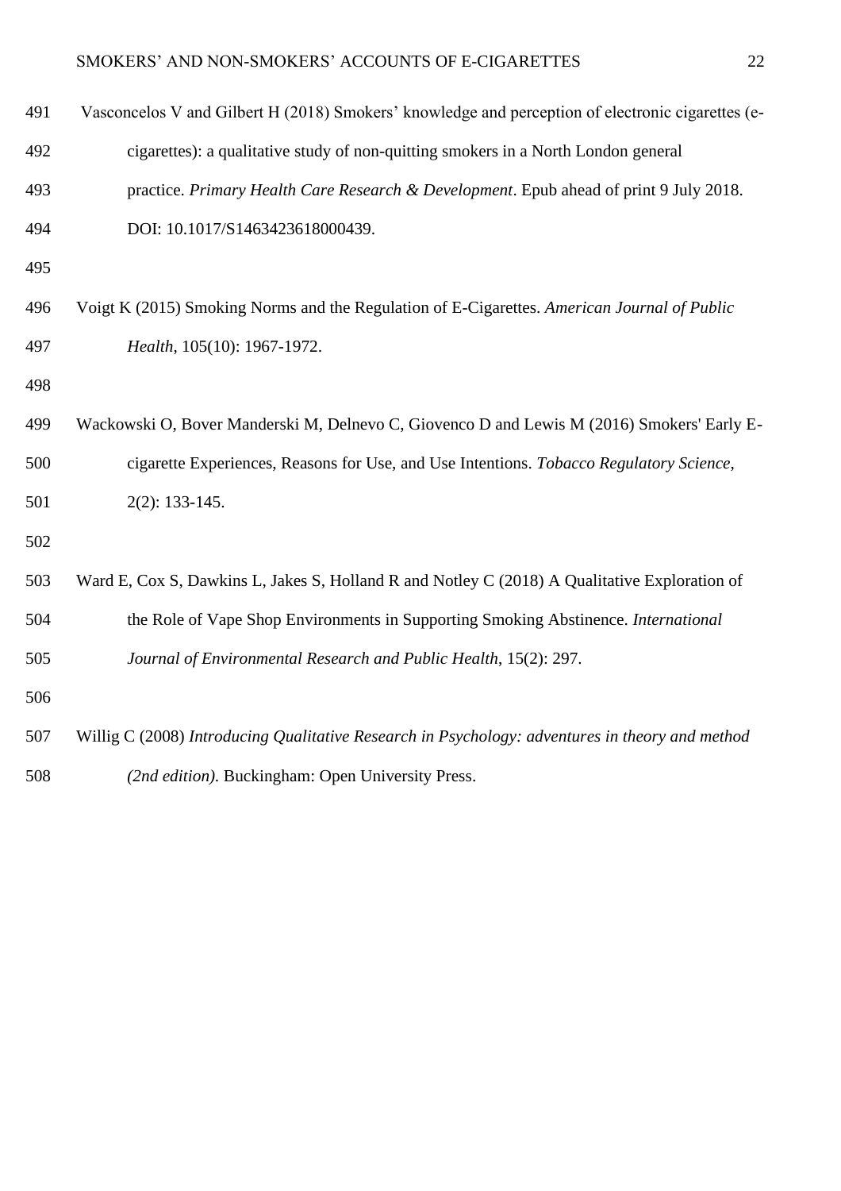Vasconcelos V and Gilbert H (2018) Smokers' knowledge and perception of electronic cigarettes (e-cigarettes): a qualitative study of non-quitting smokers in a North London general practice. *Primary Health Care Research & Development*. Epub ahead of print 9 July 2018. DOI: 10.1017/S1463423618000439.

Voigt K (2015) Smoking Norms and the Regulation of E-Cigarettes. *American Journal of Public Health*, 105(10): 1967-1972.

Wackowski O, Bover Manderski M, Delnevo C, Giovenco D and Lewis M (2016) Smokers' Early E-cigarette Experiences, Reasons for Use, and Use Intentions. *Tobacco Regulatory Science*, 2(2): 133-145.

Ward E, Cox S, Dawkins L, Jakes S, Holland R and Notley C (2018) A Qualitative Exploration of the Role of Vape Shop Environments in Supporting Smoking Abstinence. *International Journal of Environmental Research and Public Health*, 15(2): 297.

Willig C (2008) *Introducing Qualitative Research in Psychology: adventures in theory and method (2nd edition).* Buckingham: Open University Press.